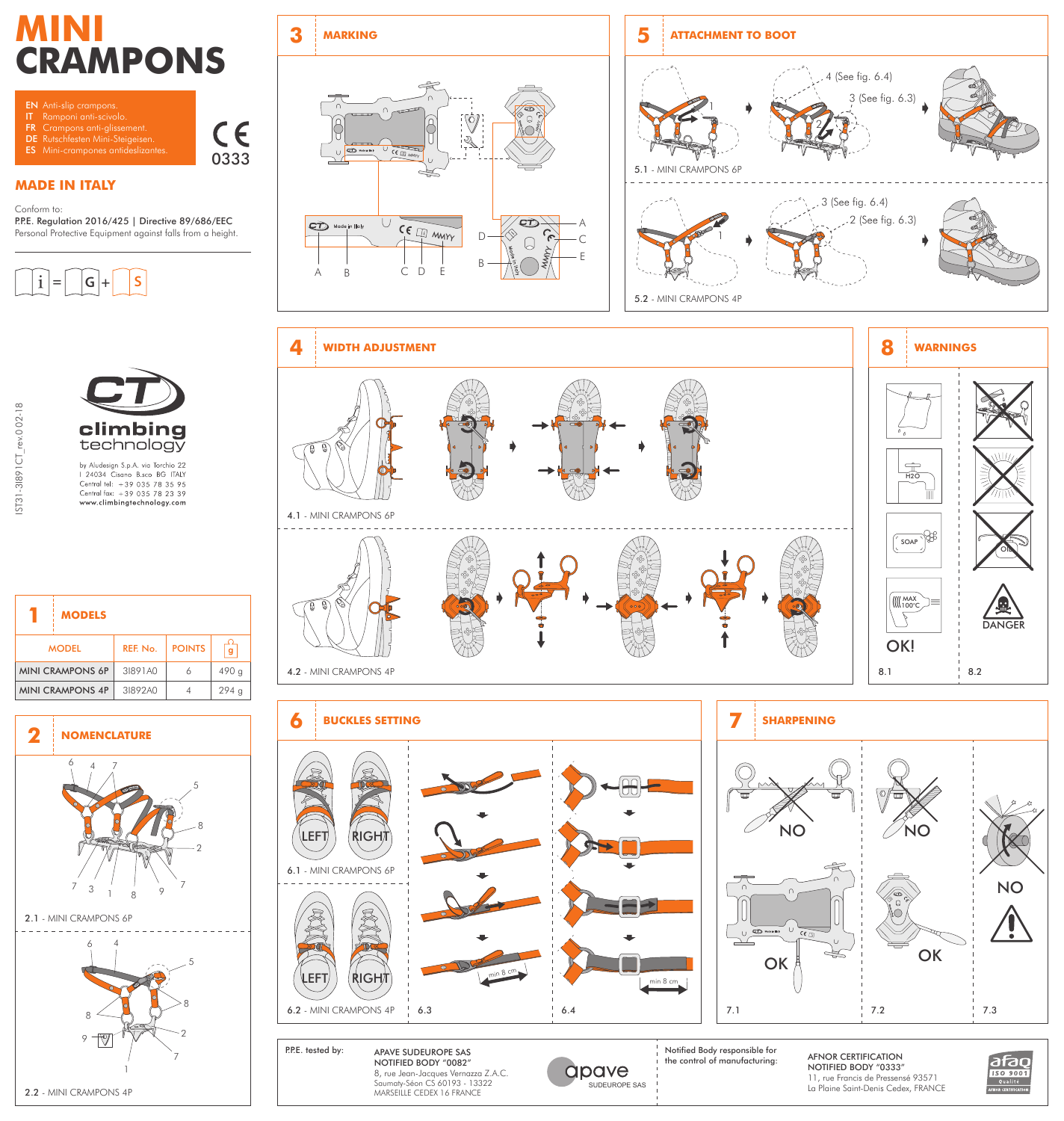# MINI CRAMPONS

EN Anti-slip crampons.
IT Ramponi anti-scivolo.
FR Crampons anti-glissement.
DE Rutschfesten Mini-Steigeisen.
ES Mini-crampones antideslizantes.

CE 0333

**MADE IN ITALY**

Conform to:
P.P.E. Regulation 2016/425 | Directive 89/686/EEC
Personal Protective Equipment against falls from a height.

i = G + S

IST31-3I891CT_rev.0 02-18

climbing technology

by Aludesign S.p.A. via Torchio 22
I 24034 Cisano B.sco BG ITALY
Central tel: +39 035 78 35 95
Central fax: +39 035 78 23 39
www.climbingtechnology.com

## 1 MODELS

| MODEL | REF. No. | POINTS | g |
|---|---|---|---|
| MINI CRAMPONS 6P | 3I891A0 | 6 | 490 g |
| MINI CRAMPONS 4P | 3I892A0 | 4 | 294 g |

## 2 NOMENCLATURE

2.1 - MINI CRAMPONS 6P

2.2 - MINI CRAMPONS 4P

## 3 MARKING

Made in Italy — CE — MMYY

A B C D E

## 4 WIDTH ADJUSTMENT

4.1 - MINI CRAMPONS 6P

4.2 - MINI CRAMPONS 4P

## 5 ATTACHMENT TO BOOT

4 (See fig. 6.4)
3 (See fig. 6.3)

5.1 - MINI CRAMPONS 6P

3 (See fig. 6.4)
2 (See fig. 6.3)

5.2 - MINI CRAMPONS 4P

## 6 BUCKLES SETTING

LEFT RIGHT

6.1 - MINI CRAMPONS 6P

LEFT RIGHT

6.2 - MINI CRAMPONS 4P

min 8 cm

6.3

min 8 cm

6.4

## 7 SHARPENING

NO NO NO

OK OK

7.1 7.2 7.3

## 8 WARNINGS

H2O
SOAP
MAX 100°C
OK!

DANGER

8.1 8.2

P.P.E. tested by:
APAVE SUDEUROPE SAS
NOTIFIED BODY "0082"
8, rue Jean-Jacques Vernazza Z.A.C.
Saumaty-Séon CS 60193 - 13322
MARSEILLE CEDEX 16 FRANCE

apave SUDEUROPE SAS

Notified Body responsible for the control of manufacturing:
AFNOR CERTIFICATION
NOTIFIED BODY "0333"
11, rue Francis de Pressensé 93571
La Plaine Saint-Denis Cedex, FRANCE

afaq ISO 9001 Qualité AFNOR CERTIFICATION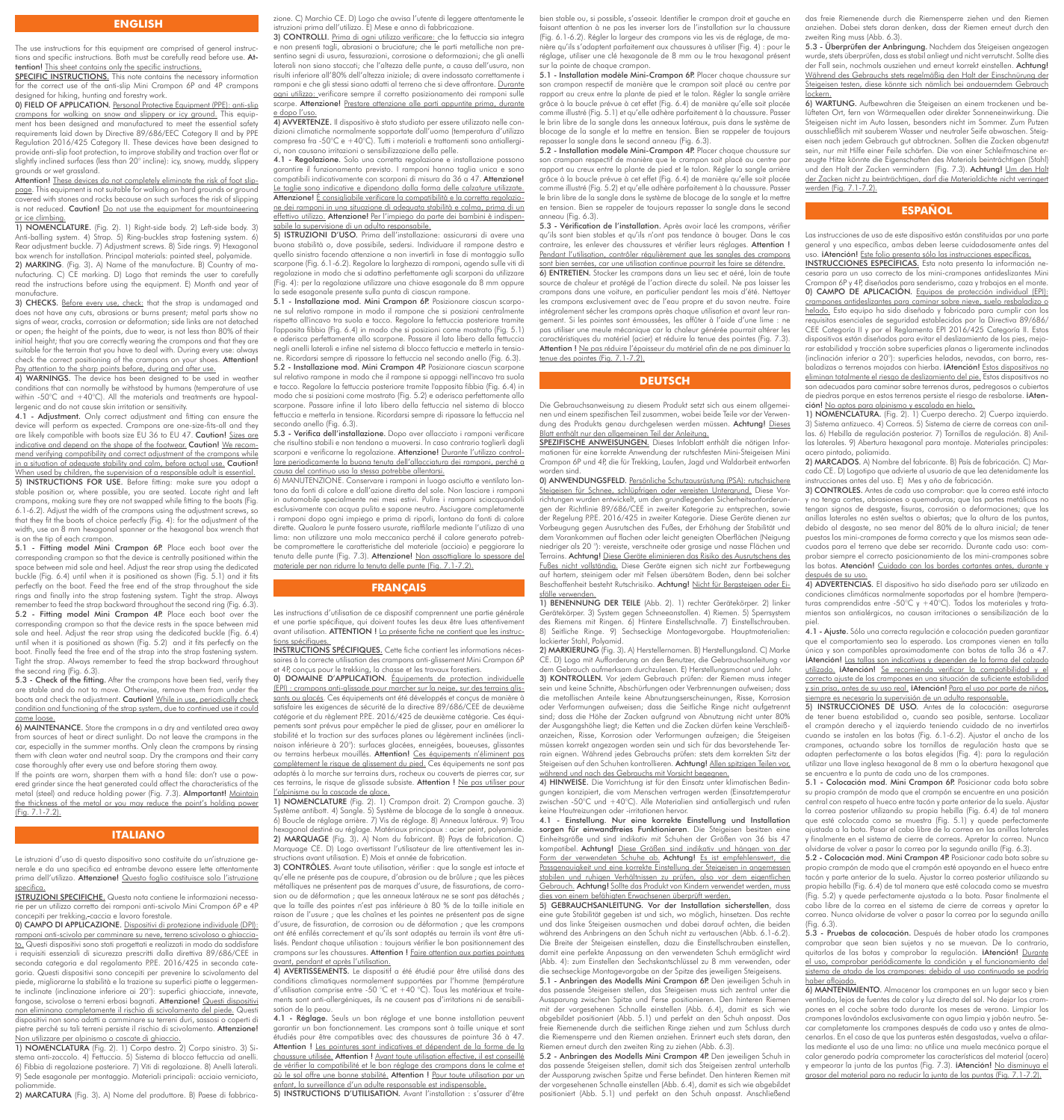## ENGLISH

The use instructions for this equipment are comprised of general instructions and specific instructions. Both must be carefully read before use. **Attention!** This sheet contains only the specific instructions.

SPECIFIC INSTRUCTIONS. This note contains the necessary information for the correct use of the anti-slip Mini Crampon 6P and 4P crampons designed for hiking, hunting and forestry work.

**0) FIELD OF APPLICATION.** Personal Protective Equipment (PPE): anti-slip crampons for walking on snow and slippery or icy ground. This equipment has been designed and manufactured to meet the essential safety requirements laid down by Directive 89/686/EEC Category II and by PPE Regulation 2016/425 Category II. These devices have been designed to provide anti-slip foot protection, to improve stability and traction over flat or slightly inclined surfaces (less than 20° incline): icy, snowy, muddy, slippery grounds or wet grassland.

Attention! These devices do not completely eliminate the risk of foot slippage. This equipment is not suitable for walking on hard grounds or ground covered with stones and rocks because on such surfaces the risk of slipping is not reduced. **Caution!** Do not use the equipment for mountaineering or ice climbing.

**1) NOMENCLATURE.** (Fig. 2). 1) Right-side body. 2) Left-side body. 3) Anti-balling system. 4) Strap. 5) Ring-buckles strap fastening system. 6) Rear adjustment buckle. 7) Adjustment screws. 8) Side rings. 9) Hexagonal box wrench for installation. Principal materials: painted steel, polyamide.

**2) MARKING.** (Fig. 3). A) Name of the manufacture. B) Country of manufacturing. C) CE marking. D) Logo that reminds the user to carefully read the instructions before using the equipment. E) Month and year of manufacture.

**3) CHECKS.** Before every use, check: that the strap is undamaged and does not have any cuts, abrasions or burns present; metal parts show no signs of wear, cracks, corrosion or deformation; side links are not detached or open; the height of the points, due to wear, is not less than 80% of their initial height; that you are correctly wearing the crampons and that they are suitable for the terrain that you have to deal with. During every use: always check the correct positioning of the crampons on your shoes. **Attention!** Pay attention to the sharp points before, during and after use.

**4) WARNINGS.** The device has been designed to be used in weather conditions that can normally be withstood by humans (temperature of use within -50°C and +40°C). All the materials and treatments are hypoallergenic and do not cause skin irritation or sensitivity.

**4.1 - Adjustment.** Only correct adjustment and fitting can ensure the device will perform as expected. Crampons are one-size-fits-all and they are likely compatible with boots size EU 36 to EU 47. **Caution!** Sizes are indicative and depend on the shape of the footwear. **Caution!** We recommend verifying compatibility and correct adjustment of the crampons while in a situation of adequate stability and calm, before actual use. **Caution!** When used by children, the supervision of a responsible adult is essential.

**5) INSTRUCTIONS FOR USE.** Before fitting: make sure you adopt a stable position or, where possible, you are seated. Locate right and left crampons, making sure they are not swapped while fitting to the boots (Fig. 6.1-6.2). Adjust the width of the crampons using the adjustment screws, so that they fit the boots of choice perfectly (Fig. 4): for the adjustment of the width, use an 8 mm hexagonal spanner or the hexagonal box wrench that is on the tip of each crampon.

**5.1 - Fitting model Mini Crampon 6P.** Place each boot over the corresponding crampon so that the device is centrally positioned within the space between mid sole and heel. Adjust the rear strap using the dedicated buckle (Fig. 6.4) until when it is positioned as shown (Fig. 5.1) and it fits perfectly on the boot. Feed the free end of the strap throughout the side rings and finally into the strap fastening system. Tight the strap. Always remember to feed the strap backward throughout the second ring (Fig. 6.3).

**5.2 - Fitting model Mini Crampon 4P.** Place each boot over the corresponding crampon so that the device rests in the space between mid sole and heel. Adjust the rear strap using the dedicated buckle (Fig. 6.4) until when it is positioned as shown (Fig. 5.2) and it fits perfectly on the boot. Finally feed the free end of the strap into the strap fastening system. Tight the strap. Always remember to feed the strap backward throughout the second ring (Fig. 6.3).

**5.3 - Check of the fitting.** After the crampons have been tied, verify they are stable and do not to move. Otherwise, remove them from under the boots and check the adjustment. **Caution!** While in use, periodically check condition and functioning of the strap system, due to continued use it could come loose.

**6) MAINTENANCE.** Store the crampons in a dry and ventilated area away from sources of heat or direct sunlight. Do not leave the crampons in the car, especially in the summer months. Only clean the crampons by rinsing them with clean water and neutral soap. Dry the crampons and their carry case thoroughly after every use and before storing them away.

If the points are worn, sharpen them with a hand file: don't use a powered grinder since the heat generated could affect the characteristics of the metal (steel) and reduce holding power (Fig. 7.3). **Attention!** Maintain the thickness of the metal or you may reduce the point's holding power (Fig. 7.1-7.2).

## ITALIANO

Le istruzioni d'uso di questo dispositivo sono costituite da un'istruzione generale e da una specifica ed entrambe devono essere lette attentamente prima dell'utilizzo. **Attenzione!** Questo foglio costituisce solo l'istruzione specifica.

ISTRUZIONI SPECIFICHE. Questa nota contiene le informazioni necessarie per un corretto utilizzo dei ramponi antiscivolo Mini Crampon 6P e 4P concepiti per trekking,-caccia e lavoro forestale.

**0) CAMPO DI APPLICAZIONE.** Dispositivi di protezione individuale (DPI): ramponi anti-scivolo per camminare su neve, terreno scivoloso o ghiacciato. Questi dispositivi sono stati progettati e realizzati in modo da soddisfare i requisiti essenziali di sicurezza prescritti dalla direttiva 89/686/CEE in seconda categoria e dal regolamento P.P.E. 2016/425 in seconda categoria. Questi dispositivi sono concepiti per prevenire lo scivolamento del piede, migliorarne la stabilità e la trazione su superfici piatte o leggermente inclinate (inclinazione inferiore ai 20°): superfici ghiacciate, innevate, fangose, scivolose o terreni erbosi bagnati. **Attenzione!** Questi dispositivi non eliminano completamente il rischio di scivolamento del piede. Questi dispositivi non sono adatti a camminare su terreni duri, sassosi o coperti di pietre perché su tali terreni persiste il rischio di scivolamento. **Attenzione!** Non utilizzare per alpinismo o cascate di ghiaccio.

**1) NOMENCLATURA** (Fig. 2). 1) Corpo destro. 2) Corpo sinistro. 3) Sistema anti-zoccolo. 4) Fettuccia. 5) Sistema di blocco fettuccia ad anelli. 6) Fibbia di regolazione posteriore. 7) Viti di regolazione. 8) Anelli laterali. 9) Sede esagonale per montaggio. Materiali principali: acciaio verniciato, poliammide.

**2) MARCATURA** (Fig. 3). A) Nome del produttore. B) Paese di fabbricazione. C) Marchio CE. D) Logo che avvisa l'utente di leggere attentamente le istruzioni prima dell'utilizzo. E) Mese e anno di fabbricazione.

**3) CONTROLLI.** Prima di ogni utilizzo verificare: che la fettuccia sia integra e non presenti tagli, abrasioni o bruciature; che le parti metalliche non presentino segni di usura, fessurazioni, corrosione o deformazioni; che gli anelli laterali non siano staccati; che l'altezza delle punte, a causa dell'usura, non risulti inferiore all'80% dell'altezza iniziale; di aver indossato correttamente i ramponi e che gli stessi siano adatti al terreno che si deve affrontare. Durante ogni utilizzo: verificare sempre il corretto posizionamento dei ramponi sulle scarpe. **Attenzione!** Prestare attenzione alle parti appuntite prima, durante e dopo l'uso.

**4) AVVERTENZE.** Il dispositivo è stato studiato per essere utilizzato nelle condizioni climatiche normalmente sopportate dall'uomo (temperatura d'utilizzo compresa tra -50°C e +40°C). Tutti i materiali e trattamenti sono antiallergici, non causano irritazioni o sensibilizzazione della pelle.

**4.1 - Regolazione.** Solo una corretta regolazione e installazione possono garantire il funzionamento previsto. I ramponi hanno taglia unica e sono compatibili indicativamente con scarponi di misura da 36 a 47. **Attenzione!** Le taglie sono indicative e dipendono dalla forma delle calzature utilizzate. **Attenzione!** È consigliabile verificare la compatibilità e la corretta regolazione dei ramponi in una situazione di adeguata stabilità e calma, prima di un effettivo utilizzo. **Attenzione!** Per l'impiego da parte dei bambini è indispensabile la supervisione di un adulto responsabile.

**5) ISTRUZIONI D'USO.** Prima dell'installazione: assicurarsi di avere una buona stabilità o, dove possibile, sedersi. Individuare il rampone destro e quello sinistro facendo attenzione a non invertirli in fase di montaggio sullo scarpone (Fig. 6.1-6.2). Regolare la larghezza di ramponi, agendo sulle viti di regolazione in modo che si adattino perfettamente agli scarponi da utilizzare (Fig. 4): per la regolazione utilizzare una chiave esagonale da 8 mm oppure la sede esagonale presente sulla punta di ciascun rampone.

**5.1 - Installazione mod. Mini Crampon 6P.** Posizionare ciascun scarpone sul relativo rampone in modo il rampone che si posizioni centralmente rispetto all'incavo tra suola e tacco. Regolare la fettuccia posteriore tramite l'apposita fibbia (Fig. 6.4) in modo che si posizioni come mostrato (Fig. 5.1) e aderisca perfettamente allo scarpone. Passare il lato libero della fettuccia negli anelli laterali e infine nel sistema di blocco fettuccia e metterla in tensione. Ricordarsi sempre di ripassare la fettuccia nel secondo anello (Fig. 6.3).

**5.2 - Installazione mod. Mini Crampon 4P.** Posizionare ciascun scarpone sul relativo rampone in modo che il rampone si appoggi nell'incavo tra suola e tacco. Regolare la fettuccia posteriore tramite l'apposita fibbia (Fig. 6.4) in modo che si posizioni come mostrato (Fig. 5.2) e aderisca perfettamente allo scarpone. Passare infine il lato libero della fettuccia nel sistema di blocco fettuccia e metterla in tensione. Ricordarsi sempre di ripassare la fettuccia nel secondo anello (Fig. 6.3).

**5.3 - Verifica dell'installazione.** Dopo aver allacciato i ramponi verificare che risultino stabili e non tendano a muoversi. In caso contrario toglierli dagli scarponi e verificarne la regolazione. **Attenzione!** Durante l'utilizzo controllare periodicamente la buona tenuta dell'allacciatura dei ramponi, perché a causa del continuo uso la stessa potrebbe allentarsi.

6) MANUTENZIONE. Conservare i ramponi in luogo asciutto e ventilato lontano da fonti di calore e dall'azione diretta del sole. Non lasciare i ramponi in automobile specialmente nei mesi estivi. Pulire i ramponi sciacquandoli esclusivamente con acqua pulita e sapone neutro. Asciugare completamente i ramponi dopo ogni impiego e prima di riporli, lontano da fonti di calore dirette. Qualora le punte fossero usurate, riaffilarle mediante l'utilizzo di una lima: non utilizzare una mola meccanica perché il calore generato potrebbe compromettere le caratteristiche del materiale (acciaio) e peggiorare la tenuta delle punte (Fig. 7.3). **Attenzione!** Non assottigliare lo spessore del materiale per non ridurre la tenuta delle punte (Fig. 7.1-7.2).

## FRANÇAIS

Les instructions d'utilisation de ce dispositif comprennent une partie générale et une partie spécifique, qui doivent toutes les deux être lues attentivement avant utilisation. **ATTENTION !** La présente fiche ne contient que les instructions spécifiques.

INSTRUCTIONS SPÉCIFIQUES. Cette fiche contient les informations nécessaires à la correcte utilisation des crampons anti-glissement Mini Crampon 6P et 4P, conçus pour le trekking, la chasse et les travaux forestiers.

**0) DOMAINE D'APPLICATION.** Équipements de protection individuelle (EPI) : crampons anti-glissade pour marcher sur la neige, sur des terrains glissants ou glacés. Ces équipements ont été développés et conçus de manière à satisfaire les exigences de la directive 89/686/CEE de deuxième catégorie et du règlement P.P.E. 2016/425 de deuxième catégorie. Ces équipements sont prévus pour empêcher le pied de glisser, pour en améliorer la stabilité et la traction sur des surfaces planes ou légèrement inclinées (inclinaison inférieure à 20°): surfaces glacées, enneigées, boueuses, glissantes ou terrains herbeux mouillés. **Attention!** Ces équipements n'éliminent pas complètement le risque de glissement du pied. Ces équipements ne sont pas adaptés à la marche sur terrains durs, rocheux ou couverts de pierres car, sur ces terrains, le risque de glissade subsiste. **Attention !** Ne pas utiliser pour l'alpinisme ou la cascade de glace.

**1) NOMENCLATURE** (Fig. 2). 1) Crampon droit. 2) Crampon gauche. 3) Système antibott. 4) Sangle. 5) Système de blocage de la sangle à anneaux. 6) Boucle de réglage arrière. 7) Vis de réglage. 8) Anneaux latéraux. 9) Trou hexagonal destiné au réglage. Matériaux principaux : acier peint, polyamide.

**2) MARQUAGE** (Fig. 3). A) Nom du fabricant. B) Pays de fabrication. C) Marquage CE. D) Logo avertissant l'utilisateur de lire attentivement les instructions avant utilisation. E) Mois et année de fabrication.

**3) CONTRÔLES.** Avant toute utilisation, vérifier : que la sangle est intacte et qu'elle ne présente pas de coupure, d'abrasion ou de brûlure ; que les pièces métalliques ne présentent pas de marques d'usure, de fissurations, de corrosion ou de déformation ; que les anneaux latéraux ne se sont pas détachés ; que la taille des pointes n'est pas inférieure à 80 % de la taille initiale en raison de l'usure ; que les chaînes et les pointes ne présentent pas de signe d'usure, de fissuration, de corrosion ou de déformation ; que les crampons ont été enfilés correctement et qu'ils sont adaptés au terrain ils vont être utilisés. Pendant chaque utilisation : toujours vérifier le bon positionnement des crampons sur les chaussures. **Attention !** Faire attention aux parties pointues avant, pendant et après l'utilisation.

**4) AVERTISSEMENTS.** Le dispositif a été étudié pour être utilisé dans des conditions climatiques normalement supportées par l'homme (température d'utilisation comprise entre -50 °C et +40 °C). Tous les matériaux et traitements sont anti-allergéniques, ils ne causent pas d'irritations ni de sensibilisation de la peau.

**4.1 - Réglage.** Seuls un bon réglage et une bonne installation peuvent garantir un bon fonctionnement. Les crampons sont à taille unique et sont étudiés pour être compatibles avec des chaussures de pointure 36 à 47. **Attention !** Les pointures sont indicatives et dépendent de la forme de la chaussure utilisée. **Attention !** Avant toute utilisation effective, il est conseillé de vérifier la compatibilité et le bon réglage des crampons dans le calme et où le sol offre une bonne stabilité. **Attention !** Pour toute utilisation par un enfant, la surveillance d'un adulte responsable est indispensable.

**5) INSTRUCTIONS D'UTILISATION.** Avant l'installation : s'assurer d'être bien stable ou, si possible, s'asseoir. Identifier le crampon droit et gauche en faisant attention à ne pas les inverser lors de l'installation sur la chaussure (Fig. 6.1-6.2). Régler la largeur des crampons via les vis de réglage, de manière qu'ils s'adaptent parfaitement aux chaussures à utiliser (Fig. 4) : pour le réglage, utiliser une clé hexagonale de 8 mm ou le trou hexagonal présent sur la pointe de chaque crampon.

**5.1 - Installation modèle Mini-Crampon 6P.** Placer chaque chaussure sur son crampon respectif de manière que le crampon soit placé au centre par rapport au creux entre la plante de pied et le talon. Régler la sangle arrière grâce à la boucle prévue à cet effet (Fig. 6.4) de manière qu'elle soit placée comme illustré (Fig. 5.1) et qu'elle adhère parfaitement à la chaussure. Passer le brin libre de la sangle dans les anneaux latéraux, puis dans le système de blocage de la sangle et la mettre en tension. Bien se rappeler de toujours repasser la sangle dans le second anneau (Fig. 6.3).

**5.2 - Installation modèle Mini-Crampon 4P.** Placer chaque chaussure sur son crampon respectif de manière que le crampon soit placé au centre par rapport au creux entre la plante de pied et le talon. Régler la sangle arrière grâce à la boucle prévue à cet effet (Fig. 6.4) de manière qu'elle soit placée comme illustré (Fig. 5.2) et qu'elle adhère parfaitement à la chaussure. Passer le brin libre de la sangle dans le système de blocage de la sangle et la mettre en tension. Bien se rappeler de toujours repasser la sangle dans le second anneau (Fig. 6.3).

**5.3 - Vérification de l'installation.** Après avoir lacé les crampons, vérifier qu'ils sont bien stables et qu'ils n'ont pas tendance à bouger. Dans le cas contraire, les enlever des chaussures et vérifier leurs réglages. **Attention !** Pendant l'utilisation, contrôler régulièrement que les sangles des crampons sont bien serrées, car une utilisation continue pourrait les faire se détendre.

**6) ENTRETIEN.** Stocker les crampons dans un lieu sec et aéré, loin de toute source de chaleur et protégé de l'action directe du soleil. Ne pas laisser les crampons dans une voiture, en particulier pendant les mois d'été. Nettoyer les crampons exclusivement avec de l'eau propre et du savon neutre. Faire intégralement sécher les crampons après chaque utilisation et avant leur rangement. Si les pointes sont émoussées, les affûter à l'aide d'une lime : ne pas utiliser une meule mécanique car la chaleur générée pourrait altérer les caractéristiques du matériel (acier) et réduire la tenue des pointes (Fig. 7.3). **Attention !** Ne pas réduire l'épaisseur du matériel afin de ne pas diminuer la tenue des pointes (Fig. 7.1-7.2).

## DEUTSCH

Die Gebrauchsanweisung zu diesem Produkt setzt sich aus einer allgemeinen und einem spezifischen Teil zusammen, wobei beide Teile vor der Verwendung des Produkts genau durchgelesen werden müssen. **Achtung!** Dieses Blatt enthält nur den allgemeinen Teil der Anleitung.

SPEZIFISCHE ANWEISUNGEN. Dieses Infoblatt enthält die nötigen Informationen für eine korrekte Anwendung der rutschfesten Mini-Steigeisen Mini Crampon 6P und 4P, die für Trekking, Laufen, Jagd und Waldarbeit entworfen worden sind.

**0) ANWENDUNGSFELD.** Persönliche Schutzausrüstung (PSA): rutschsichere Steigeisen für Schnee, schlüpfrigen oder vereisten Untergrund. Diese Vorrichtungen wurden entwickelt, um den grundlegenden Sicherheitsanforderungen der Richtlinie 89/686/CEE in zweiter Kategorie zu entsprechen, sowie der Regelung P.P.E. 2016/425 in zweiter Kategorie. Diese Geräte dienen zur Vorbeugung gegen Ausrutschen des Fußes, der Erhöhung der Stabilität und dem Vorankommen auf flachen oder leicht geneigten Oberflächen (Neigung niedriger als 20 °): vereiste, verschneite oder grasige und nasse Flächen und Terrains. **Achtung!** Diese Geräte eliminieren das Risiko des Ausrutschens des Fußes nicht vollständig. Diese Geräte eignen sich nicht zur Fortbewegung auf harten, steinigem oder mit Felsen übersätem Boden, denn bei solcher Beschaffenheit besteht Rutschrisiko. **Achtung!** Nicht für Bergsteigen oder Eisfälle verwenden.

**1) BENENNUNG DER TEILE** (Abb. 2). 1) rechter Gerätekörper. 2) linker Gerätekörper. 3) System gegen Schneeanstollen. 4) Riemen. 5) Sperrsystem des Riemens mit Ringen. 6) Hintere Einstellschnalle. 7) Einstellschrauben. 8) Seitliche Ringe. 9) Sechseckige Montagevorgabe. Hauptmaterialien: lackierter Stahl, Polyamid.

**2) MARKIERUNG** (Fig. 3). A) Herstellername. B) Herstellungsland. C) Marke CE. D) Logo mit Aufforderung an den Benutzer, die Gebrauchsanleitung vor dem Gebrauch aufmerksam durchzulesen. E) Herstellungsmonat und Jahr.

**3) KONTROLLEN.** Vor jedem Gebrauch prüfen: der Riemen muss integer sein und keine Schnitte, Abschürfungen oder Verbrennungen aufweisen; dass die metallischen Anteile keine Abnutzungserscheinungen, Risse, Korrosion oder Verformungen aufweisen; dass die Seitliche Ringe nicht aufgetrennt sind; dass die Höhe der Zacken aufgrund von Abnutzung nicht unter 80% der Ausgangshöhe liegt; die Ketten und die Zacken dürfen keine Verschleißanzeichen, Risse, Korrosion oder Verformungen aufzeigen; die Steigeisen müssen korrekt angezogen worden sein und sich für das bevorstehende Terrain eignen. Während jedes Gebrauchs prüfen: stets dem korrekten Sitz der Steigeisen auf den Schuhen kontrollieren. **Achtung!** Allen spitzigen Teilen vor, während und nach des Gebrauchs mit Vorsicht begegnen.

**4) HINWEISE.** Die Vorrichtung ist für den Einsatz unter klimatischen Bedingungen konzipiert, die vom Menschen vertragen werden (Einsatztemperatur zwischen -50°C und +40°C). Alle Materialien sind antiallergisch und rufen keine Hautreizungen oder -irritationen hervor.

**4.1 - Einstellung. Nur eine korrekte Einstellung und Installation sorgen für einwandfreies Funktionieren.** Die Steigeisen besitzen eine Einheitsgröße und sind indikativ mit Schuhen der Größen von 36 bis 47 kompatibel. **Achtung!** Diese Größen sind indikativ und hängen von der Form der verwendeten Schuhe ab. **Achtung!** Es ist empfehlenswert, die Passgenauigkeit und eine korrekte Einstellung der Steigeisen in angemessen stabilen und ruhigen Verhältnissen zu prüfen, also vor dem eigentlichen Gebrauch. **Achtung!** Sollte das Produkt von Kindern verwendet werden, muss dies von einem befähigten Erwachsenen überprüft werden.

**5) GEBRAUCHSANLEITUNG. Vor der Installation sicherstellen**, dass eine gute Stabilität gegeben ist und sich, wo möglich, hinsetzen. Das rechte und das linke Steigeisen ausmachen und dabei darauf achten, die beiden während des Anbringens an den Schuh nicht zu vertauschen (Abb. 6.1-6.2). Die Breite der Steigeisen einstellen, dazu die Einstellschrauben einstellen, damit eine perfekte Anpassung an den verwendeten Schuh ermöglicht wird (Abb. 4): zum Einstellen den Sechskantschlüssel zu 8 mm verwenden, oder die sechseckige Montagevorgabe an der Spitze des jeweiligen Steigeisens.

**5.1 - Anbringen des Modells Mini Crampon 6P.** Den jeweiligen Schuh in das passende Steigeisen stellen, das Steigeisen muss sich zentral unter die Aussparung zwischen Spitze und Ferse positionieren. Den hinteren Riemen mit der vorgesehenen Schnalle einstellen (Abb. 6.4), damit es sich wie abgebildet positioniert (Abb. 5.1) und perfekt an den Schuh anpasst. Das freie Riemenende durch die seitlichen Ringe ziehen und zum Schluss durch die Riemensperre und den Riemen anziehen. Erinnert euch stets daran, den Riemen erneut durch den zweiten Ring zu ziehen (Abb. 6.3).

**5.2 - Anbringen des Modells Mini Crampon 4P.** Den jeweiligen Schuh in das passende Steigeisen stellen, damit sich das Steigeisen zentral unterhalb der Aussparung zwischen Spitze und Ferse befindet. Den hinteren Riemen mit der vorgesehenen Schnalle einstellen (Abb. 6.4), damit es sich wie abgebildet positioniert (Abb. 5.1) und perfekt an den Schuh anpasst. Anschließend das freie Riemenende durch die Riemensperre ziehen und den Riemen anziehen. Dabei stets daran denken, dass der Riemen erneut durch den zweiten Ring muss (Abb. 6.3).

**5.3 - Überprüfen der Anbringung.** Nachdem das Steigeisen angezogen wurde, stets überprüfen, dass es stabil anliegt und nicht verrutscht. Sollte dies der Fall sein, nochmals ausziehen und erneut korrekt einstellen. **Achtung!** Während des Gebrauchs stets regelmäßig den Halt der Einschnürung der Steigeisen testen, diese könnte sich nämlich bei andauerndem Gebrauch lockern.

**6) WARTUNG.** Aufbewahren die Steigeisen an einem trockenen und belüfteten Ort, fern von Wärmequellen oder direkter Sonneneinwirkung. Die Steigeisen nicht im Auto lassen, besonders nicht im Sommer. Zum Putzen ausschließlich mit sauberem Wasser und neutraler Seife abwaschen. Steigeisen nach jedem Gebrauch gut abtrocknen. Sollten die Zacken abgenutzt sein, nur mit Hilfe einer Feile schärfen. Die von einer Schleifmaschine erzeugte Hitze könnte die Eigenschaften des Materials beeinträchtigen (Stahl) und den Halt der Zacken vermindern (Fig. 7.3). **Achtung!** Um den Halt der Zacken nicht zu beinträchtigen, darf die Materialdichte nicht verringert werden (Fig. 7.1-7.2).

## ESPAÑOL

Las instrucciones de uso de este dispositivo están constituidas por una parte general y una específica, ambas deben leerse cuidadosamente antes del uso. **¡Atención!** Este folio presenta sólo las instrucciones específicas.

INSTRUCCIONES ESPECÍFICAS. Esta nota presenta la información necesaria para un uso correcto de los mini-crampones antideslizantes Mini Crampon 6P y 4P, diseñados para senderismo, caza y trabajos en el monte.

**0) CAMPO DE APLICACIÓN.** Equipos de protección individual (EPI): crampones antideslizantes para caminar sobre nieve, suelo resbaladizo o helado. Esto equipo ha sido diseñado y fabricado para cumplir con los requisitos esenciales de seguridad establecidos por la Directiva 89/686/CEE Categoría II y por el Reglamento EPI 2016/425 Categoría II. Estos dispositivos están diseñados para evitar el deslizamiento de los pies, mejorar estabilidad y tracción sobre superficies planas o ligeramente inclinadas (inclinación inferior a 20°): superficies heladas, nevadas, con barro, resbaladizas o terrenos mojados con hierba. **¡Atención!** Estos dispositivos no eliminan totalmente el riesgo de deslizamiento del pie. Estos dispositivos no son adecuados para caminar sobre terrenos duros, pedregosos o cubiertos de piedras porque en estos terrenos persiste el riesgo de resbalarse. **¡Atención!** No aptos para alpinismo y escalada en hielo.

**1) NOMENCLATURA.** (Fig. 2). 1) Cuerpo derecho. 2) Cuerpo izquierdo. 3) Sistema antizueco. 4) Correas. 5) Sistema de cierre de correas con anillas. 6) Hebilla de regulación posterior. 7) Tornillos de regulación. 8) Anillas laterales. 9) Abertura hexagonal para montaje. Materiales principales: acero pintado, poliamida.

**2) MARCADOS.** A) Nombre del fabricante. B) País de fabricación. C) Marcado CE. D) Logotipo que advierte al usuario de que lea detenidamente las instrucciones antes del uso. E) Mes y año de fabricación.

**3) CONTROLES.** Antes de cada uso comprobar: que la correa esté intacta y no tenga cortes, abrasiones o quemaduras; que las partes metálicas no tengan signos de desgaste, fisuras, corrosión o deformaciones; que las anillas laterales no estén sueltas o abiertas; que la altura de las puntas, debido al desgaste, no sea menor del 80% de la altura inicial; de tener puestos los mini-crampones de forma correcta y que los mismos sean adecuados para el terreno que debe ser recorrido. Durante cada uso: comprobar siempre el correcto posicionamiento de los mini-crampones sobre las botas. **¡Atención!** Cuidado con los bordes cortantes antes, durante y después de su uso.

**4) ADVERTENCIAS.** El dispositivo ha sido diseñado para ser utilizado en condiciones climáticas normalmente soportadas por el hombre (temperaturas comprendidas entre -50°C y +40°C). Todos los materiales y tratamientos son antialérgicos, no causan irritaciones o sensibilización de la piel.

**4.1 - Ajuste.** Sólo una correcta regulación e colocación pueden garantizar que el comportamiento sea lo esperado. Los crampones vienen en talla única y son compatibles aproximadamente con botas de talla 36 a 47. **¡Atención!** Las tallas son indicativas y dependen de la forma del calzado utilizado. **¡Atención!** Se recomienda verificar la compatibilidad y el correcto ajuste de los crampones en una situación de suficiente estabilidad y sin prisa, antes de su uso real. **¡Atención!** Para el uso por parte de niños, siempre es necesaria la supervisión de un adulto responsable.

**5) INSTRUCCIONES DE USO.** Antes de la colocación: asegurarse de tener buena estabilidad o, cuando sea posible, sentarse. Localizar el crampón derecho y el izquierdo teniendo cuidado de no invertirlos cuando se instalen en las botas (Fig. 6.1-6.2). Ajustar el ancho de los crampones, actuando sobre los tornillos de regulación hasta que se adapten perfectamente a las botas elegidas (Fig. 4): para la regulación utilizar una llave inglesa hexagonal de 8 mm o la abertura hexagonal que se encuentra e la punta de cada uno de los crampones.

**5.1 - Colocación mod. Mini Crampon 6P.** Posicionar cada bota sobre su propio crampón de modo que el crampón se encuentre en una posición central con respeto al hueco entre tacón y parte anterior de la suela. Ajustar la correa posterior utilizando su propia hebilla (Fig. 6.4) de tal manera que esté colocada como se muestra (Fig. 5.1) y quede perfectamente ajustada a la bota. Pasar el cabo libre de la correa en las anillas laterales y finalmente en el sistema de cierre de correas. Apretar la correa. Nunca olvidarse de volver a pasar la correa por la segunda anilla (Fig. 6.3).

**5.2 - Colocación mod. Mini Crampon 4P.** Posicionar cada bota sobre su propio crampón de modo que el crampón esté apoyando en el hueco entre tacón y parte anterior de la suela. Ajustar la correa posterior utilizando su propia hebilla (Fig. 6.4) de tal manera que esté colocada como se muestra (Fig. 5.2) y quede perfectamente ajustada a la bota. Pasar finalmente el cabo libre de la correa en el sistema de cierre de correas y apretar la correa. Nunca olvidarse de volver a pasar la correa por la segunda anilla (Fig. 6.3).

**5.3 - Pruebas de colocación.** Después de haber atado los crampones comprobar que sean bien sujetos y no se muevan. De lo contrario, quitarlos de las botas y comprobar la regulación. **¡Atención!** Durante el uso, comprobar periódicamente la condición y el funcionamiento del sistema de atado de los crampones: debido al uso continuado se podría haber aflojado.

**6) MANTENIMIENTO.** Almacenar los crampones en un lugar seco y bien ventilado, lejos de fuentes de calor y luz directa del sol. No dejar los crampones en el coche sobre todo durante los meses de verano. Limpiar los crampones lavándolos exclusivamente con agua limpia y jabón neutro. Secar completamente los crampones después de cada uso y antes de almacenarlos. En el caso de que las punteras estén desgastadas, vuelva a afilarlas mediante el uso de una lima: no utilice una muela mecánica porque el calor generado podría comprometer las características del material (acero) y empeorar la junta de las puntas (Fig. 7.3). **¡Atención!** No disminuya el grosor del material para no reducir la junta de las puntas (Fig. 7.1-7.2).